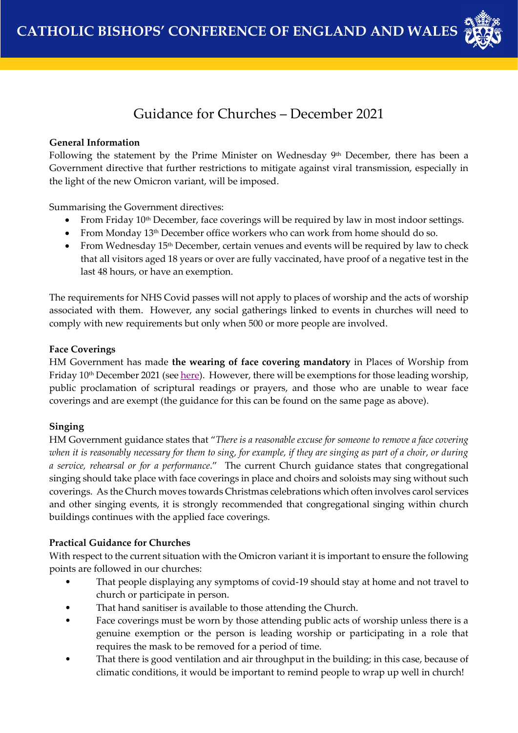CATHOLIC BISHOPS' CONFERENCE OF ENGLAND AND WALES

# Guidance for Churches – December 2021

**General Information**

Following the statement by the Prime Minister on Wednesday 9th December, there has been a Government directive that further restrictions to mitigate against viral transmission, especially in the light of the new Omicron variant, will be imposed.

Summarising the Government directives:

- From Friday 10th December, face coverings will be required by law in most indoor settings.
- From Monday 13th December office workers who can work from home should do so.
- From Wednesday 15th December, certain venues and events will be required by law to check that all visitors aged 18 years or over are fully vaccinated, have proof of a negative test in the last 48 hours, or have an exemption.

The requirements for NHS Covid passes will not apply to places of worship and the acts of worship associated with them. However, any social gatherings linked to events in churches will need to comply with new requirements but only when 500 or more people are involved.

**Face Coverings**

HM Government has made **the wearing of face covering mandatory** in Places of Worship from Friday 10th December 2021 (see here). However, there will be exemptions for those leading worship, public proclamation of scriptural readings or prayers, and those who are unable to wear face coverings and are exempt (the guidance for this can be found on the same page as above).

**Singing**

HM Government guidance states that "*There is a reasonable excuse for someone to remove a face covering when it is reasonably necessary for them to sing, for example, if they are singing as part of a choir, or during a service, rehearsal or for a performance*." The current Church guidance states that congregational singing should take place with face coverings in place and choirs and soloists may sing without such coverings. As the Church moves towards Christmas celebrations which often involves carol services and other singing events, it is strongly recommended that congregational singing within church buildings continues with the applied face coverings.

**Practical Guidance for Churches**

With respect to the current situation with the Omicron variant it is important to ensure the following points are followed in our churches:

- That people displaying any symptoms of covid-19 should stay at home and not travel to church or participate in person.
- That hand sanitiser is available to those attending the Church.
- Face coverings must be worn by those attending public acts of worship unless there is a genuine exemption or the person is leading worship or participating in a role that requires the mask to be removed for a period of time.
- That there is good ventilation and air throughput in the building; in this case, because of climatic conditions, it would be important to remind people to wrap up well in church!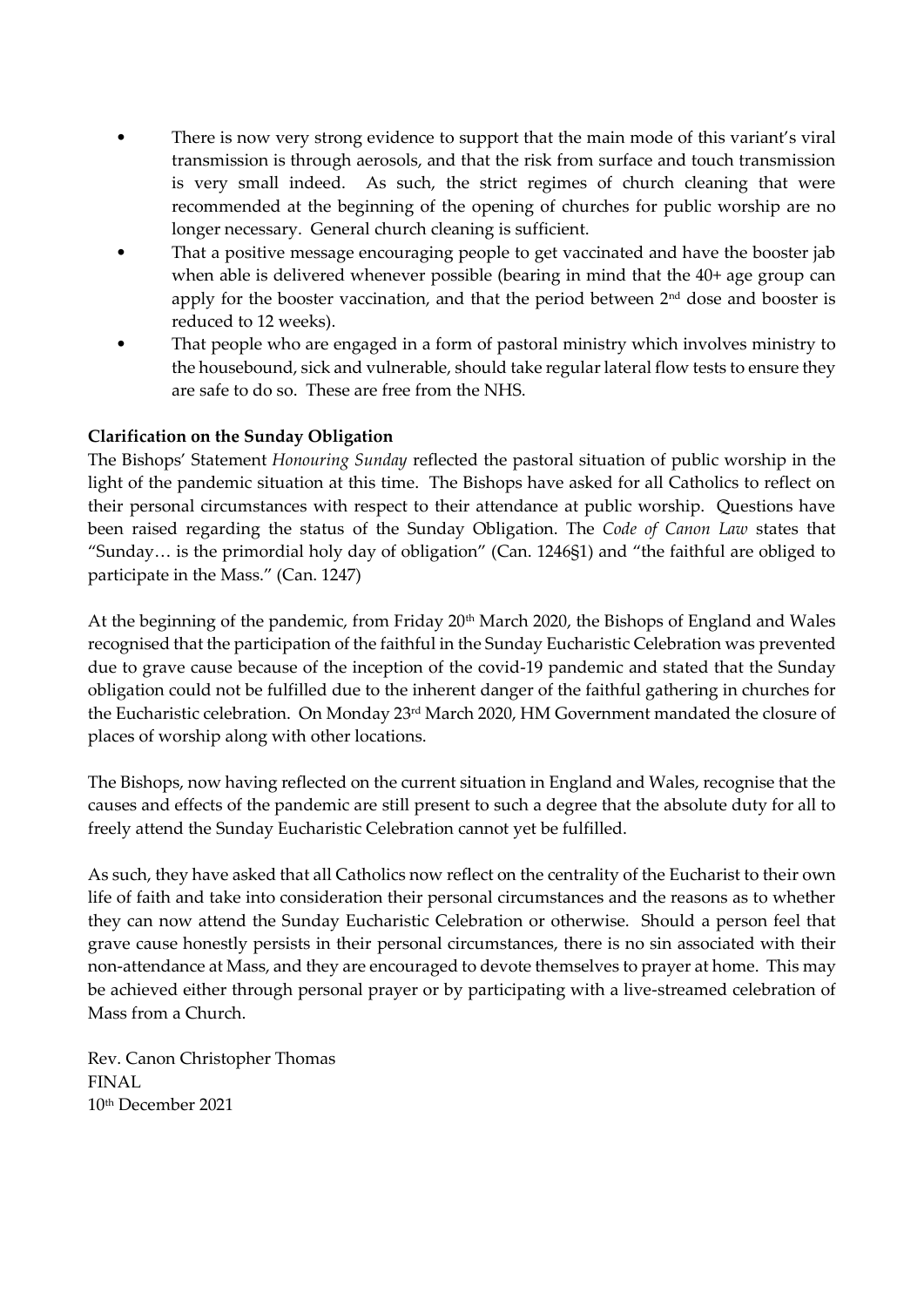- There is now very strong evidence to support that the main mode of this variant's viral transmission is through aerosols, and that the risk from surface and touch transmission is very small indeed. As such, the strict regimes of church cleaning that were recommended at the beginning of the opening of churches for public worship are no longer necessary. General church cleaning is sufficient.
- That a positive message encouraging people to get vaccinated and have the booster jab when able is delivered whenever possible (bearing in mind that the 40+ age group can apply for the booster vaccination, and that the period between 2nd dose and booster is reduced to 12 weeks).
- That people who are engaged in a form of pastoral ministry which involves ministry to the housebound, sick and vulnerable, should take regular lateral flow tests to ensure they are safe to do so. These are free from the NHS.

**Clarification on the Sunday Obligation**

The Bishops' Statement *Honouring Sunday* reflected the pastoral situation of public worship in the light of the pandemic situation at this time. The Bishops have asked for all Catholics to reflect on their personal circumstances with respect to their attendance at public worship. Questions have been raised regarding the status of the Sunday Obligation. The *Code of Canon Law* states that "Sunday… is the primordial holy day of obligation" (Can. 1246§1) and "the faithful are obliged to participate in the Mass." (Can. 1247)

At the beginning of the pandemic, from Friday 20th March 2020, the Bishops of England and Wales recognised that the participation of the faithful in the Sunday Eucharistic Celebration was prevented due to grave cause because of the inception of the covid-19 pandemic and stated that the Sunday obligation could not be fulfilled due to the inherent danger of the faithful gathering in churches for the Eucharistic celebration. On Monday 23rd March 2020, HM Government mandated the closure of places of worship along with other locations.

The Bishops, now having reflected on the current situation in England and Wales, recognise that the causes and effects of the pandemic are still present to such a degree that the absolute duty for all to freely attend the Sunday Eucharistic Celebration cannot yet be fulfilled.

As such, they have asked that all Catholics now reflect on the centrality of the Eucharist to their own life of faith and take into consideration their personal circumstances and the reasons as to whether they can now attend the Sunday Eucharistic Celebration or otherwise. Should a person feel that grave cause honestly persists in their personal circumstances, there is no sin associated with their non-attendance at Mass, and they are encouraged to devote themselves to prayer at home. This may be achieved either through personal prayer or by participating with a live-streamed celebration of Mass from a Church.

Rev. Canon Christopher Thomas
FINAL
10th December 2021